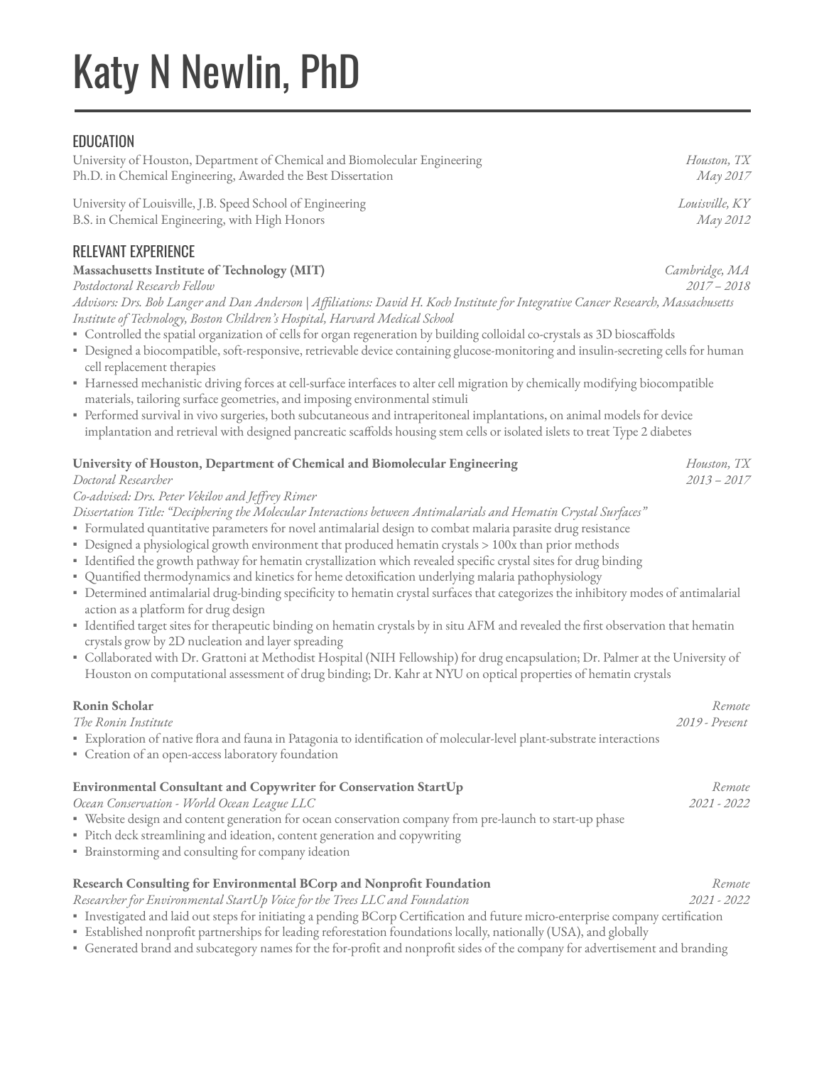# Katy N Newlin, PhD

## EDUCATION

University of Houston, Department of Chemical and Biomolecular Engineering — *Houston, TX*
Ph.D. in Chemical Engineering, Awarded the Best Dissertation — *May 2017*

University of Louisville, J.B. Speed School of Engineering — *Louisville, KY*
B.S. in Chemical Engineering, with High Honors — *May 2012*

## RELEVANT EXPERIENCE

**Massachusetts Institute of Technology (MIT)** — *Cambridge, MA*
*Postdoctoral Research Fellow* — *2017 – 2018*
*Advisors: Drs. Bob Langer and Dan Anderson | Affiliations: David H. Koch Institute for Integrative Cancer Research, Massachusetts Institute of Technology, Boston Children's Hospital, Harvard Medical School*

- Controlled the spatial organization of cells for organ regeneration by building colloidal co-crystals as 3D bioscaffolds
- Designed a biocompatible, soft-responsive, retrievable device containing glucose-monitoring and insulin-secreting cells for human cell replacement therapies
- Harnessed mechanistic driving forces at cell-surface interfaces to alter cell migration by chemically modifying biocompatible materials, tailoring surface geometries, and imposing environmental stimuli
- Performed survival in vivo surgeries, both subcutaneous and intraperitoneal implantations, on animal models for device implantation and retrieval with designed pancreatic scaffolds housing stem cells or isolated islets to treat Type 2 diabetes

**University of Houston, Department of Chemical and Biomolecular Engineering** — *Houston, TX*
*Doctoral Researcher* — *2013 – 2017*
*Co-advised: Drs. Peter Vekilov and Jeffrey Rimer*
*Dissertation Title: "Deciphering the Molecular Interactions between Antimalarials and Hematin Crystal Surfaces"*

- Formulated quantitative parameters for novel antimalarial design to combat malaria parasite drug resistance
- Designed a physiological growth environment that produced hematin crystals > 100x than prior methods
- Identified the growth pathway for hematin crystallization which revealed specific crystal sites for drug binding
- Quantified thermodynamics and kinetics for heme detoxification underlying malaria pathophysiology
- Determined antimalarial drug-binding specificity to hematin crystal surfaces that categorizes the inhibitory modes of antimalarial action as a platform for drug design
- Identified target sites for therapeutic binding on hematin crystals by in situ AFM and revealed the first observation that hematin crystals grow by 2D nucleation and layer spreading
- Collaborated with Dr. Grattoni at Methodist Hospital (NIH Fellowship) for drug encapsulation; Dr. Palmer at the University of Houston on computational assessment of drug binding; Dr. Kahr at NYU on optical properties of hematin crystals

**Ronin Scholar** — *Remote*
*The Ronin Institute* — *2019 - Present*

- Exploration of native flora and fauna in Patagonia to identification of molecular-level plant-substrate interactions
- Creation of an open-access laboratory foundation

**Environmental Consultant and Copywriter for Conservation StartUp** — *Remote*
*Ocean Conservation - World Ocean League LLC* — *2021 - 2022*

- Website design and content generation for ocean conservation company from pre-launch to start-up phase
- Pitch deck streamlining and ideation, content generation and copywriting
- Brainstorming and consulting for company ideation

**Research Consulting for Environmental BCorp and Nonprofit Foundation** — *Remote*
*Researcher for Environmental StartUp Voice for the Trees LLC and Foundation* — *2021 - 2022*

- Investigated and laid out steps for initiating a pending BCorp Certification and future micro-enterprise company certification
- Established nonprofit partnerships for leading reforestation foundations locally, nationally (USA), and globally
- Generated brand and subcategory names for the for-profit and nonprofit sides of the company for advertisement and branding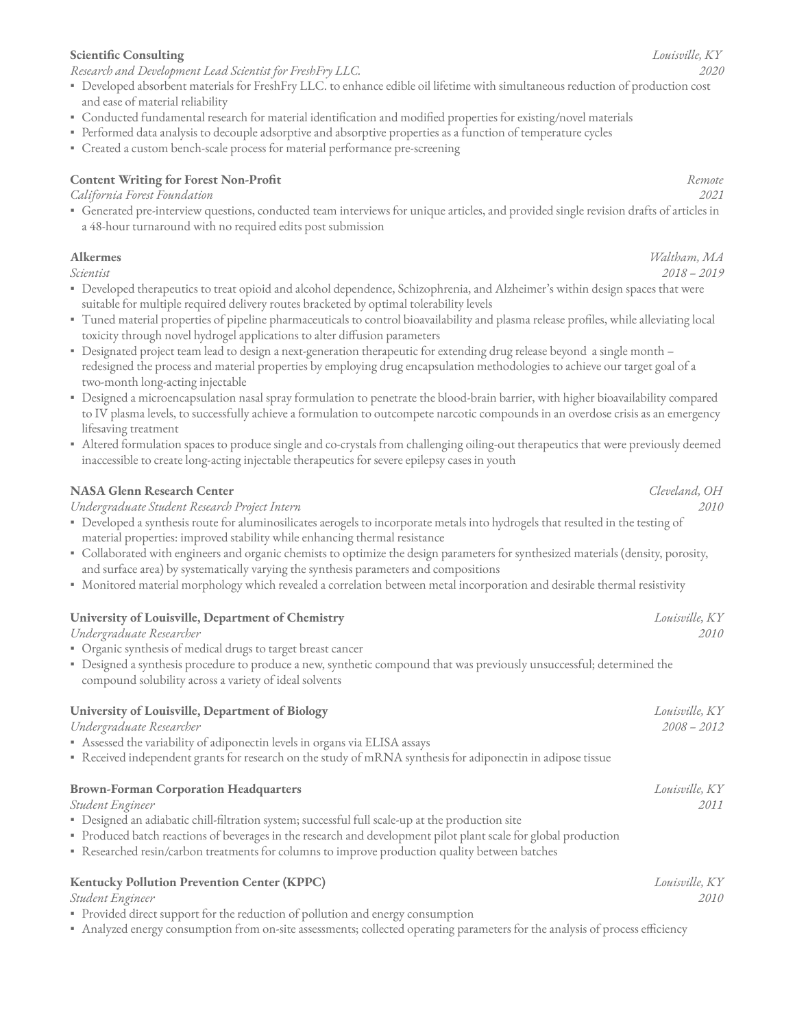**Scientific Consulting** — *Louisville, KY*
*Research and Development Lead Scientist for FreshFry LLC.* — *2020*

- Developed absorbent materials for FreshFry LLC. to enhance edible oil lifetime with simultaneous reduction of production cost and ease of material reliability
- Conducted fundamental research for material identification and modified properties for existing/novel materials
- Performed data analysis to decouple adsorptive and absorptive properties as a function of temperature cycles
- Created a custom bench-scale process for material performance pre-screening

**Content Writing for Forest Non-Profit** — *Remote*
*California Forest Foundation* — *2021*

- Generated pre-interview questions, conducted team interviews for unique articles, and provided single revision drafts of articles in a 48-hour turnaround with no required edits post submission

**Alkermes** — *Waltham, MA*
*Scientist* — *2018 – 2019*

- Developed therapeutics to treat opioid and alcohol dependence, Schizophrenia, and Alzheimer's within design spaces that were suitable for multiple required delivery routes bracketed by optimal tolerability levels
- Tuned material properties of pipeline pharmaceuticals to control bioavailability and plasma release profiles, while alleviating local toxicity through novel hydrogel applications to alter diffusion parameters
- Designated project team lead to design a next-generation therapeutic for extending drug release beyond a single month – redesigned the process and material properties by employing drug encapsulation methodologies to achieve our target goal of a two-month long-acting injectable
- Designed a microencapsulation nasal spray formulation to penetrate the blood-brain barrier, with higher bioavailability compared to IV plasma levels, to successfully achieve a formulation to outcompete narcotic compounds in an overdose crisis as an emergency lifesaving treatment
- Altered formulation spaces to produce single and co-crystals from challenging oiling-out therapeutics that were previously deemed inaccessible to create long-acting injectable therapeutics for severe epilepsy cases in youth

**NASA Glenn Research Center** — *Cleveland, OH*
*Undergraduate Student Research Project Intern* — *2010*

- Developed a synthesis route for aluminosilicates aerogels to incorporate metals into hydrogels that resulted in the testing of material properties: improved stability while enhancing thermal resistance
- Collaborated with engineers and organic chemists to optimize the design parameters for synthesized materials (density, porosity, and surface area) by systematically varying the synthesis parameters and compositions
- Monitored material morphology which revealed a correlation between metal incorporation and desirable thermal resistivity

**University of Louisville, Department of Chemistry** — *Louisville, KY*
*Undergraduate Researcher* — *2010*

- Organic synthesis of medical drugs to target breast cancer
- Designed a synthesis procedure to produce a new, synthetic compound that was previously unsuccessful; determined the compound solubility across a variety of ideal solvents

**University of Louisville, Department of Biology** — *Louisville, KY*
*Undergraduate Researcher* — *2008 – 2012*

- Assessed the variability of adiponectin levels in organs via ELISA assays
- Received independent grants for research on the study of mRNA synthesis for adiponectin in adipose tissue

**Brown-Forman Corporation Headquarters** — *Louisville, KY*
*Student Engineer* — *2011*

- Designed an adiabatic chill-filtration system; successful full scale-up at the production site
- Produced batch reactions of beverages in the research and development pilot plant scale for global production
- Researched resin/carbon treatments for columns to improve production quality between batches

**Kentucky Pollution Prevention Center (KPPC)** — *Louisville, KY*
*Student Engineer* — *2010*

- Provided direct support for the reduction of pollution and energy consumption
- Analyzed energy consumption from on-site assessments; collected operating parameters for the analysis of process efficiency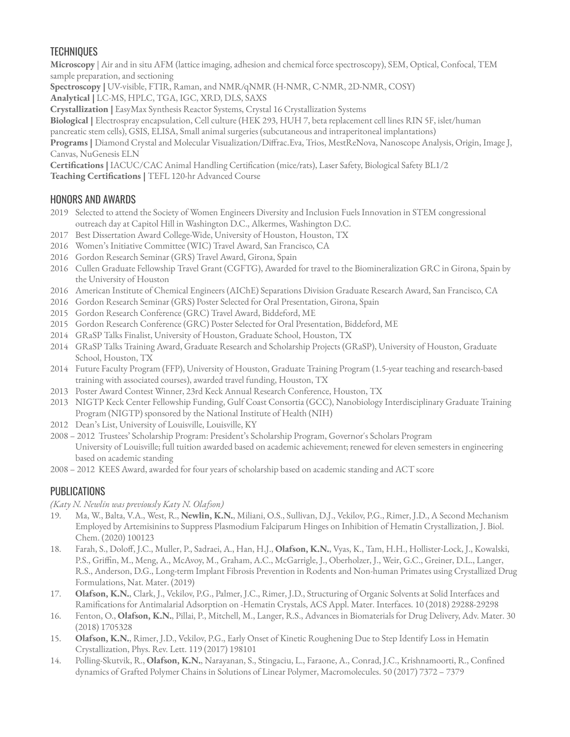## TECHNIQUES

**Microscopy** | Air and in situ AFM (lattice imaging, adhesion and chemical force spectroscopy), SEM, Optical, Confocal, TEM sample preparation, and sectioning
**Spectroscopy |** UV-visible, FTIR, Raman, and NMR/qNMR (H-NMR, C-NMR, 2D-NMR, COSY)
**Analytical |** LC-MS, HPLC, TGA, IGC, XRD, DLS, SAXS
**Crystallization |** EasyMax Synthesis Reactor Systems, Crystal 16 Crystallization Systems
**Biological |** Electrospray encapsulation, Cell culture (HEK 293, HUH 7, beta replacement cell lines RIN 5F, islet/human pancreatic stem cells), GSIS, ELISA, Small animal surgeries (subcutaneous and intraperitoneal implantations)
**Programs |** Diamond Crystal and Molecular Visualization/Diffrac.Eva, Trios, MestReNova, Nanoscope Analysis, Origin, Image J, Canvas, NuGenesis ELN
**Certifications |** IACUC/CAC Animal Handling Certification (mice/rats), Laser Safety, Biological Safety BL1/2
**Teaching Certifications |** TEFL 120-hr Advanced Course

## HONORS AND AWARDS

- 2019 Selected to attend the Society of Women Engineers Diversity and Inclusion Fuels Innovation in STEM congressional outreach day at Capitol Hill in Washington D.C., Alkermes, Washington D.C.
- 2017 Best Dissertation Award College-Wide, University of Houston, Houston, TX
- 2016 Women's Initiative Committee (WIC) Travel Award, San Francisco, CA
- 2016 Gordon Research Seminar (GRS) Travel Award, Girona, Spain
- 2016 Cullen Graduate Fellowship Travel Grant (CGFTG), Awarded for travel to the Biomineralization GRC in Girona, Spain by the University of Houston
- 2016 American Institute of Chemical Engineers (AIChE) Separations Division Graduate Research Award, San Francisco, CA
- 2016 Gordon Research Seminar (GRS) Poster Selected for Oral Presentation, Girona, Spain
- 2015 Gordon Research Conference (GRC) Travel Award, Biddeford, ME
- 2015 Gordon Research Conference (GRC) Poster Selected for Oral Presentation, Biddeford, ME
- 2014 GRaSP Talks Finalist, University of Houston, Graduate School, Houston, TX
- 2014 GRaSP Talks Training Award, Graduate Research and Scholarship Projects (GRaSP), University of Houston, Graduate School, Houston, TX
- 2014 Future Faculty Program (FFP), University of Houston, Graduate Training Program (1.5-year teaching and research-based training with associated courses), awarded travel funding, Houston, TX
- 2013 Poster Award Contest Winner, 23rd Keck Annual Research Conference, Houston, TX
- 2013 NIGTP Keck Center Fellowship Funding, Gulf Coast Consortia (GCC), Nanobiology Interdisciplinary Graduate Training Program (NIGTP) sponsored by the National Institute of Health (NIH)
- 2012 Dean's List, University of Louisville, Louisville, KY
- 2008 – 2012 Trustees' Scholarship Program: President's Scholarship Program, Governor's Scholars Program University of Louisville; full tuition awarded based on academic achievement; renewed for eleven semesters in engineering based on academic standing
- 2008 – 2012 KEES Award, awarded for four years of scholarship based on academic standing and ACT score

## PUBLICATIONS

*(Katy N. Newlin was previously Katy N. Olafson)*

19. Ma, W., Balta, V.A., West, R., **Newlin, K.N.**, Miliani, O.S., Sullivan, D.J., Vekilov, P.G., Rimer, J.D., A Second Mechanism Employed by Artemisinins to Suppress Plasmodium Falciparum Hinges on Inhibition of Hematin Crystallization, J. Biol. Chem. (2020) 100123
18. Farah, S., Doloff, J.C., Muller, P., Sadraei, A., Han, H.J., **Olafson, K.N.**, Vyas, K., Tam, H.H., Hollister-Lock, J., Kowalski, P.S., Griffin, M., Meng, A., McAvoy, M., Graham, A.C., McGarrigle, J., Oberholzer, J., Weir, G.C., Greiner, D.L., Langer, R.S., Anderson, D.G., Long-term Implant Fibrosis Prevention in Rodents and Non-human Primates using Crystallized Drug Formulations, Nat. Mater. (2019)
17. **Olafson, K.N.**, Clark, J., Vekilov, P.G., Palmer, J.C., Rimer, J.D., Structuring of Organic Solvents at Solid Interfaces and Ramifications for Antimalarial Adsorption on -Hematin Crystals, ACS Appl. Mater. Interfaces. 10 (2018) 29288-29298
16. Fenton, O., **Olafson, K.N.**, Pillai, P., Mitchell, M., Langer, R.S., Advances in Biomaterials for Drug Delivery, Adv. Mater. 30 (2018) 1705328
15. **Olafson, K.N.**, Rimer, J.D., Vekilov, P.G., Early Onset of Kinetic Roughening Due to Step Identify Loss in Hematin Crystallization, Phys. Rev. Lett. 119 (2017) 198101
14. Polling-Skutvik, R., **Olafson, K.N.**, Narayanan, S., Stingaciu, L., Faraone, A., Conrad, J.C., Krishnamoorti, R., Confined dynamics of Grafted Polymer Chains in Solutions of Linear Polymer, Macromolecules. 50 (2017) 7372 – 7379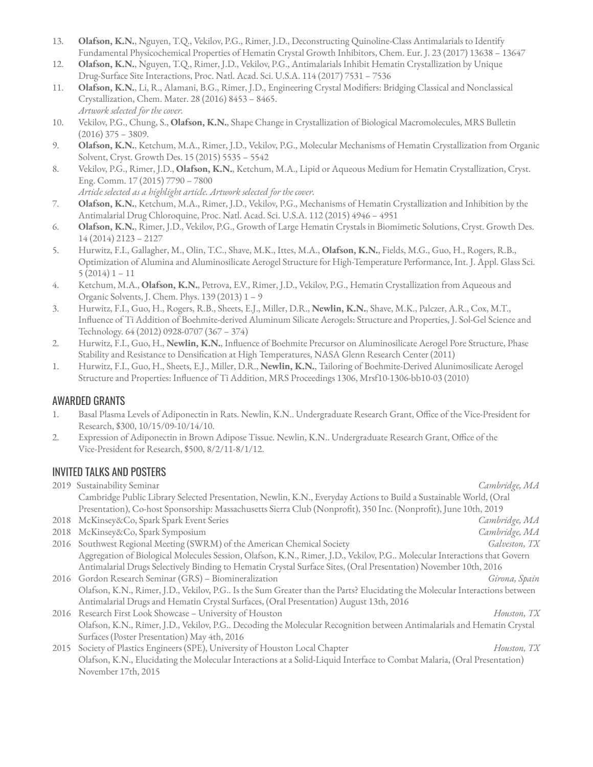13. **Olafson, K.N.**, Nguyen, T.Q., Vekilov, P.G., Rimer, J.D., Deconstructing Quinoline-Class Antimalarials to Identify Fundamental Physicochemical Properties of Hematin Crystal Growth Inhibitors, Chem. Eur. J. 23 (2017) 13638 – 13647
12. **Olafson, K.N.**, Nguyen, T.Q., Rimer, J.D., Vekilov, P.G., Antimalarials Inhibit Hematin Crystallization by Unique Drug-Surface Site Interactions, Proc. Natl. Acad. Sci. U.S.A. 114 (2017) 7531 – 7536
11. **Olafson, K.N.**, Li, R., Alamani, B.G., Rimer, J.D., Engineering Crystal Modifiers: Bridging Classical and Nonclassical Crystallization, Chem. Mater. 28 (2016) 8453 – 8465.
    *Artwork selected for the cover.*
10. Vekilov, P.G., Chung, S., **Olafson, K.N.**, Shape Change in Crystallization of Biological Macromolecules, MRS Bulletin (2016) 375 – 3809.
9. **Olafson, K.N.**, Ketchum, M.A., Rimer, J.D., Vekilov, P.G., Molecular Mechanisms of Hematin Crystallization from Organic Solvent, Cryst. Growth Des. 15 (2015) 5535 – 5542
8. Vekilov, P.G., Rimer, J.D., **Olafson, K.N.**, Ketchum, M.A., Lipid or Aqueous Medium for Hematin Crystallization, Cryst. Eng. Comm. 17 (2015) 7790 – 7800
    *Article selected as a highlight article. Artwork selected for the cover.*
7. **Olafson, K.N.**, Ketchum, M.A., Rimer, J.D., Vekilov, P.G., Mechanisms of Hematin Crystallization and Inhibition by the Antimalarial Drug Chloroquine, Proc. Natl. Acad. Sci. U.S.A. 112 (2015) 4946 – 4951
6. **Olafson, K.N.**, Rimer, J.D., Vekilov, P.G., Growth of Large Hematin Crystals in Biomimetic Solutions, Cryst. Growth Des. 14 (2014) 2123 – 2127
5. Hurwitz, F.I., Gallagher, M., Olin, T.C., Shave, M.K., Ittes, M.A., **Olafson, K.N.**, Fields, M.G., Guo, H., Rogers, R.B., Optimization of Alumina and Aluminosilicate Aerogel Structure for High-Temperature Performance, Int. J. Appl. Glass Sci. 5 (2014) 1 – 11
4. Ketchum, M.A., **Olafson, K.N.**, Petrova, E.V., Rimer, J.D., Vekilov, P.G., Hematin Crystallization from Aqueous and Organic Solvents, J. Chem. Phys. 139 (2013) 1 – 9
3. Hurwitz, F.I., Guo, H., Rogers, R.B., Sheets, E.J., Miller, D.R., **Newlin, K.N.**, Shave, M.K., Palczer, A.R., Cox, M.T., Influence of Ti Addition of Boehmite-derived Aluminum Silicate Aerogels: Structure and Properties, J. Sol-Gel Science and Technology. 64 (2012) 0928-0707 (367 – 374)
2. Hurwitz, F.I., Guo, H., **Newlin, K.N.**, Influence of Boehmite Precursor on Aluminosilicate Aerogel Pore Structure, Phase Stability and Resistance to Densification at High Temperatures, NASA Glenn Research Center (2011)
1. Hurwitz, F.I., Guo, H., Sheets, E.J., Miller, D.R., **Newlin, K.N.**, Tailoring of Boehmite-Derived Alunimosilicate Aerogel Structure and Properties: Influence of Ti Addition, MRS Proceedings 1306, Mrsf10-1306-bb10-03 (2010)

## AWARDED GRANTS

1. Basal Plasma Levels of Adiponectin in Rats. Newlin, K.N.. Undergraduate Research Grant, Office of the Vice-President for Research, $300, 10/15/09-10/14/10.
2. Expression of Adiponectin in Brown Adipose Tissue. Newlin, K.N.. Undergraduate Research Grant, Office of the Vice-President for Research, $500, 8/2/11-8/1/12.

## INVITED TALKS AND POSTERS

2019 Sustainability Seminar — *Cambridge, MA*
Cambridge Public Library Selected Presentation, Newlin, K.N., Everyday Actions to Build a Sustainable World, (Oral Presentation), Co-host Sponsorship: Massachusetts Sierra Club (Nonprofit), 350 Inc. (Nonprofit), June 10th, 2019

2018 McKinsey&Co, Spark Spark Event Series — *Cambridge, MA*

2018 McKinsey&Co, Spark Symposium — *Cambridge, MA*

2016 Southwest Regional Meeting (SWRM) of the American Chemical Society — *Galveston, TX*
Aggregation of Biological Molecules Session, Olafson, K.N., Rimer, J.D., Vekilov, P.G.. Molecular Interactions that Govern Antimalarial Drugs Selectively Binding to Hematin Crystal Surface Sites, (Oral Presentation) November 10th, 2016

2016 Gordon Research Seminar (GRS) – Biomineralization — *Girona, Spain*
Olafson, K.N., Rimer, J.D., Vekilov, P.G.. Is the Sum Greater than the Parts? Elucidating the Molecular Interactions between Antimalarial Drugs and Hematin Crystal Surfaces, (Oral Presentation) August 13th, 2016

2016 Research First Look Showcase – University of Houston — *Houston, TX*
Olafson, K.N., Rimer, J.D., Vekilov, P.G.. Decoding the Molecular Recognition between Antimalarials and Hematin Crystal Surfaces (Poster Presentation) May 4th, 2016

2015 Society of Plastics Engineers (SPE), University of Houston Local Chapter — *Houston, TX*
Olafson, K.N., Elucidating the Molecular Interactions at a Solid-Liquid Interface to Combat Malaria, (Oral Presentation) November 17th, 2015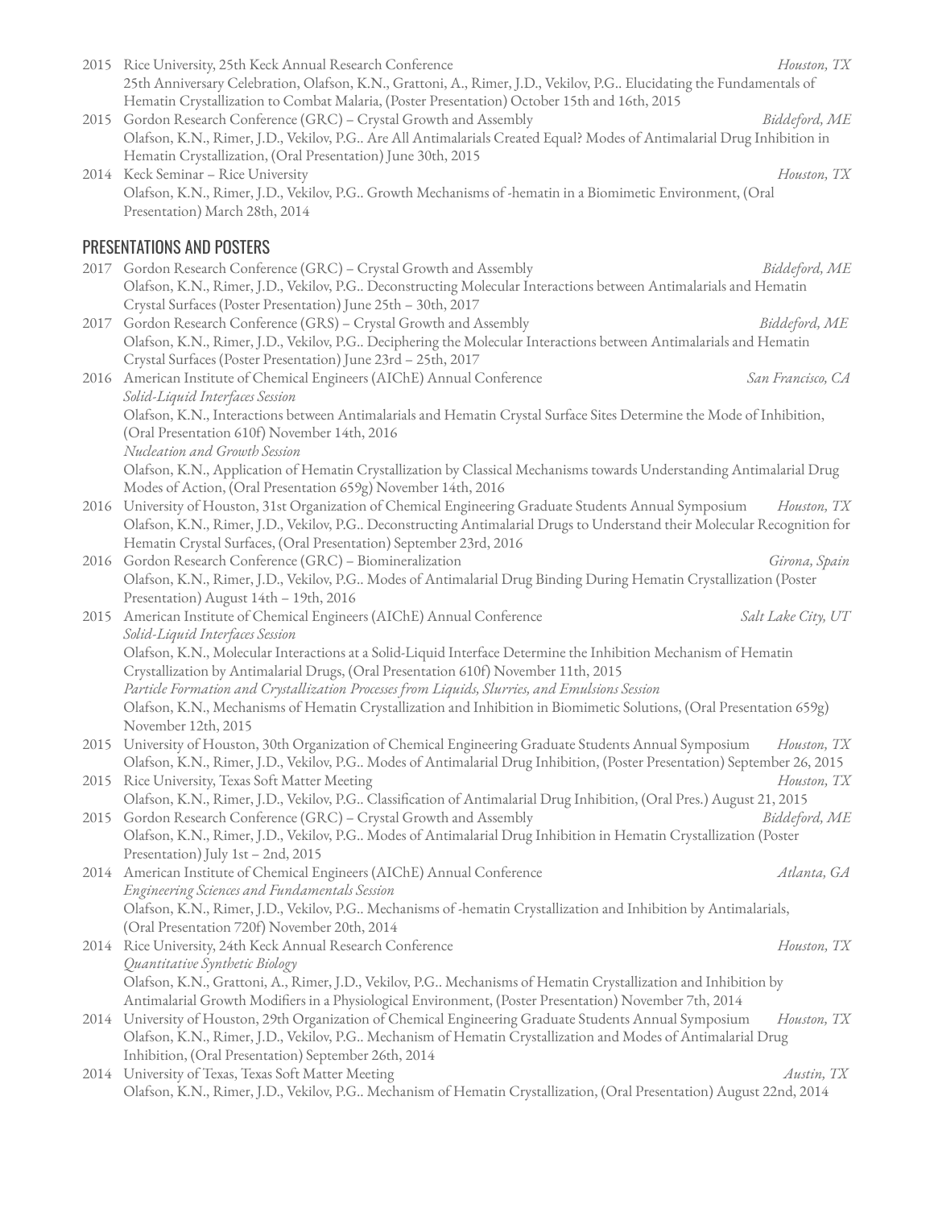2015 Rice University, 25th Keck Annual Research Conference *Houston, TX*
25th Anniversary Celebration, Olafson, K.N., Grattoni, A., Rimer, J.D., Vekilov, P.G.. Elucidating the Fundamentals of Hematin Crystallization to Combat Malaria, (Poster Presentation) October 15th and 16th, 2015

2015 Gordon Research Conference (GRC) – Crystal Growth and Assembly *Biddeford, ME*
Olafson, K.N., Rimer, J.D., Vekilov, P.G.. Are All Antimalarials Created Equal? Modes of Antimalarial Drug Inhibition in Hematin Crystallization, (Oral Presentation) June 30th, 2015

2014 Keck Seminar – Rice University *Houston, TX*
Olafson, K.N., Rimer, J.D., Vekilov, P.G.. Growth Mechanisms of -hematin in a Biomimetic Environment, (Oral Presentation) March 28th, 2014

## PRESENTATIONS AND POSTERS

2017 Gordon Research Conference (GRC) – Crystal Growth and Assembly *Biddeford, ME*
Olafson, K.N., Rimer, J.D., Vekilov, P.G.. Deconstructing Molecular Interactions between Antimalarials and Hematin Crystal Surfaces (Poster Presentation) June 25th – 30th, 2017

2017 Gordon Research Conference (GRS) – Crystal Growth and Assembly *Biddeford, ME*
Olafson, K.N., Rimer, J.D., Vekilov, P.G.. Deciphering the Molecular Interactions between Antimalarials and Hematin Crystal Surfaces (Poster Presentation) June 23rd – 25th, 2017

2016 American Institute of Chemical Engineers (AIChE) Annual Conference *San Francisco, CA*
*Solid-Liquid Interfaces Session*
Olafson, K.N., Interactions between Antimalarials and Hematin Crystal Surface Sites Determine the Mode of Inhibition, (Oral Presentation 610f) November 14th, 2016
*Nucleation and Growth Session*
Olafson, K.N., Application of Hematin Crystallization by Classical Mechanisms towards Understanding Antimalarial Drug Modes of Action, (Oral Presentation 659g) November 14th, 2016

2016 University of Houston, 31st Organization of Chemical Engineering Graduate Students Annual Symposium *Houston, TX*
Olafson, K.N., Rimer, J.D., Vekilov, P.G.. Deconstructing Antimalarial Drugs to Understand their Molecular Recognition for Hematin Crystal Surfaces, (Oral Presentation) September 23rd, 2016

2016 Gordon Research Conference (GRC) – Biomineralization *Girona, Spain*
Olafson, K.N., Rimer, J.D., Vekilov, P.G.. Modes of Antimalarial Drug Binding During Hematin Crystallization (Poster Presentation) August 14th – 19th, 2016

2015 American Institute of Chemical Engineers (AIChE) Annual Conference *Salt Lake City, UT*
*Solid-Liquid Interfaces Session*
Olafson, K.N., Molecular Interactions at a Solid-Liquid Interface Determine the Inhibition Mechanism of Hematin Crystallization by Antimalarial Drugs, (Oral Presentation 610f) November 11th, 2015
*Particle Formation and Crystallization Processes from Liquids, Slurries, and Emulsions Session*
Olafson, K.N., Mechanisms of Hematin Crystallization and Inhibition in Biomimetic Solutions, (Oral Presentation 659g) November 12th, 2015

2015 University of Houston, 30th Organization of Chemical Engineering Graduate Students Annual Symposium *Houston, TX*
Olafson, K.N., Rimer, J.D., Vekilov, P.G.. Modes of Antimalarial Drug Inhibition, (Poster Presentation) September 26, 2015

2015 Rice University, Texas Soft Matter Meeting *Houston, TX*
Olafson, K.N., Rimer, J.D., Vekilov, P.G.. Classification of Antimalarial Drug Inhibition, (Oral Pres.) August 21, 2015

2015 Gordon Research Conference (GRC) – Crystal Growth and Assembly *Biddeford, ME*
Olafson, K.N., Rimer, J.D., Vekilov, P.G.. Modes of Antimalarial Drug Inhibition in Hematin Crystallization (Poster Presentation) July 1st – 2nd, 2015

2014 American Institute of Chemical Engineers (AIChE) Annual Conference *Atlanta, GA*
*Engineering Sciences and Fundamentals Session*
Olafson, K.N., Rimer, J.D., Vekilov, P.G.. Mechanisms of -hematin Crystallization and Inhibition by Antimalarials, (Oral Presentation 720f) November 20th, 2014

2014 Rice University, 24th Keck Annual Research Conference *Houston, TX*
*Quantitative Synthetic Biology*
Olafson, K.N., Grattoni, A., Rimer, J.D., Vekilov, P.G.. Mechanisms of Hematin Crystallization and Inhibition by Antimalarial Growth Modifiers in a Physiological Environment, (Poster Presentation) November 7th, 2014

2014 University of Houston, 29th Organization of Chemical Engineering Graduate Students Annual Symposium *Houston, TX*
Olafson, K.N., Rimer, J.D., Vekilov, P.G.. Mechanism of Hematin Crystallization and Modes of Antimalarial Drug Inhibition, (Oral Presentation) September 26th, 2014

2014 University of Texas, Texas Soft Matter Meeting *Austin, TX*
Olafson, K.N., Rimer, J.D., Vekilov, P.G.. Mechanism of Hematin Crystallization, (Oral Presentation) August 22nd, 2014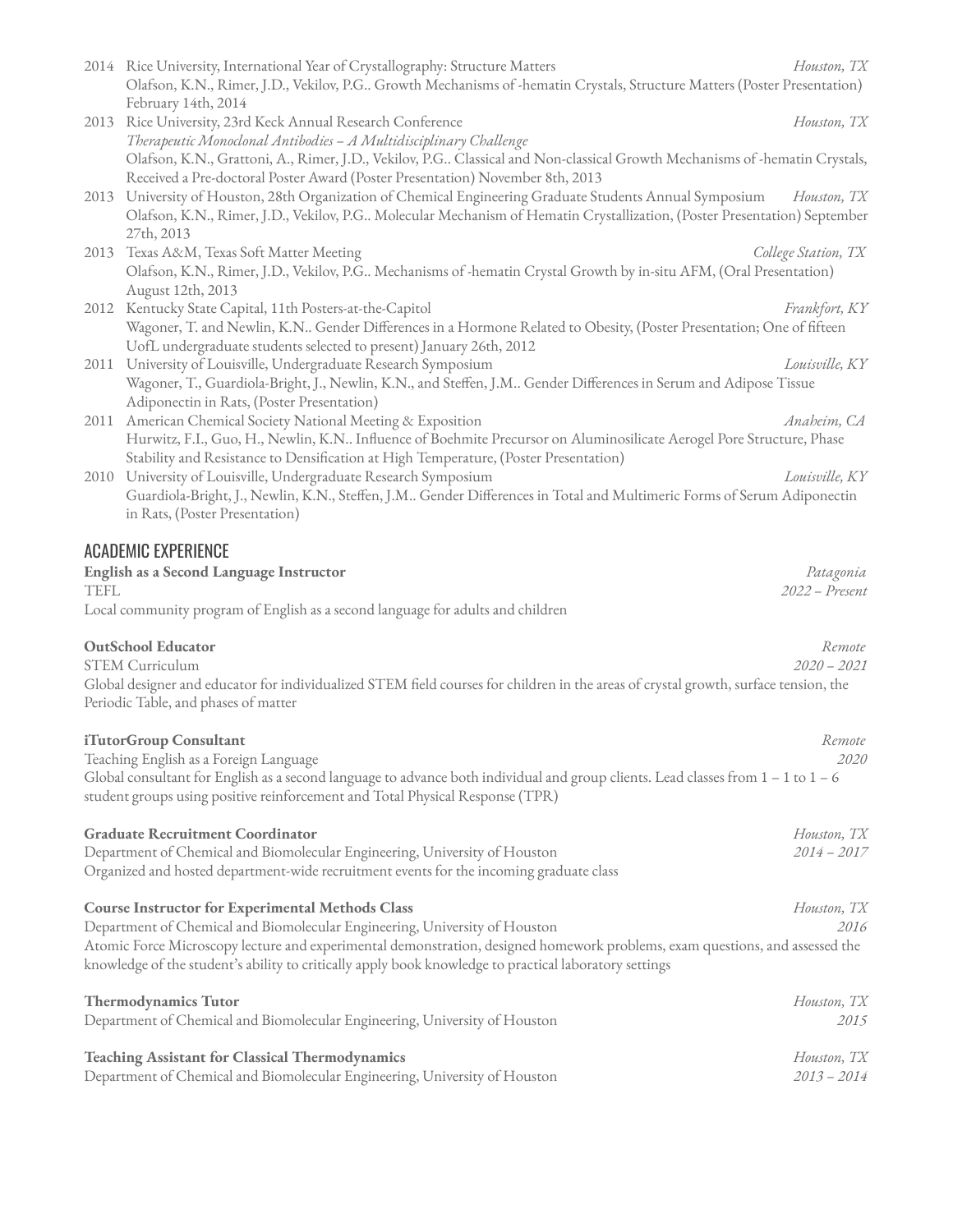2014 Rice University, International Year of Crystallography: Structure Matters *Houston, TX*
Olafson, K.N., Rimer, J.D., Vekilov, P.G.. Growth Mechanisms of -hematin Crystals, Structure Matters (Poster Presentation) February 14th, 2014

2013 Rice University, 23rd Keck Annual Research Conference *Houston, TX*
*Therapeutic Monoclonal Antibodies – A Multidisciplinary Challenge*
Olafson, K.N., Grattoni, A., Rimer, J.D., Vekilov, P.G.. Classical and Non-classical Growth Mechanisms of -hematin Crystals, Received a Pre-doctoral Poster Award (Poster Presentation) November 8th, 2013

2013 University of Houston, 28th Organization of Chemical Engineering Graduate Students Annual Symposium *Houston, TX*
Olafson, K.N., Rimer, J.D., Vekilov, P.G.. Molecular Mechanism of Hematin Crystallization, (Poster Presentation) September 27th, 2013

2013 Texas A&M, Texas Soft Matter Meeting *College Station, TX*
Olafson, K.N., Rimer, J.D., Vekilov, P.G.. Mechanisms of -hematin Crystal Growth by in-situ AFM, (Oral Presentation) August 12th, 2013

2012 Kentucky State Capital, 11th Posters-at-the-Capitol *Frankfort, KY*
Wagoner, T. and Newlin, K.N.. Gender Differences in a Hormone Related to Obesity, (Poster Presentation; One of fifteen UofL undergraduate students selected to present) January 26th, 2012

2011 University of Louisville, Undergraduate Research Symposium *Louisville, KY*
Wagoner, T., Guardiola-Bright, J., Newlin, K.N., and Steffen, J.M.. Gender Differences in Serum and Adipose Tissue Adiponectin in Rats, (Poster Presentation)

2011 American Chemical Society National Meeting & Exposition *Anaheim, CA*
Hurwitz, F.I., Guo, H., Newlin, K.N.. Influence of Boehmite Precursor on Aluminosilicate Aerogel Pore Structure, Phase Stability and Resistance to Densification at High Temperature, (Poster Presentation)

2010 University of Louisville, Undergraduate Research Symposium *Louisville, KY*
Guardiola-Bright, J., Newlin, K.N., Steffen, J.M.. Gender Differences in Total and Multimeric Forms of Serum Adiponectin in Rats, (Poster Presentation)

## ACADEMIC EXPERIENCE

**English as a Second Language Instructor** *Patagonia*
TEFL *2022 – Present*
Local community program of English as a second language for adults and children

**OutSchool Educator** *Remote*
STEM Curriculum *2020 – 2021*
Global designer and educator for individualized STEM field courses for children in the areas of crystal growth, surface tension, the Periodic Table, and phases of matter

**iTutorGroup Consultant** *Remote*
Teaching English as a Foreign Language *2020*
Global consultant for English as a second language to advance both individual and group clients. Lead classes from 1 – 1 to 1 – 6 student groups using positive reinforcement and Total Physical Response (TPR)

**Graduate Recruitment Coordinator** *Houston, TX*
Department of Chemical and Biomolecular Engineering, University of Houston *2014 – 2017*
Organized and hosted department-wide recruitment events for the incoming graduate class

**Course Instructor for Experimental Methods Class** *Houston, TX*
Department of Chemical and Biomolecular Engineering, University of Houston *2016*
Atomic Force Microscopy lecture and experimental demonstration, designed homework problems, exam questions, and assessed the knowledge of the student's ability to critically apply book knowledge to practical laboratory settings

**Thermodynamics Tutor** *Houston, TX*
Department of Chemical and Biomolecular Engineering, University of Houston *2015*

**Teaching Assistant for Classical Thermodynamics** *Houston, TX*
Department of Chemical and Biomolecular Engineering, University of Houston *2013 – 2014*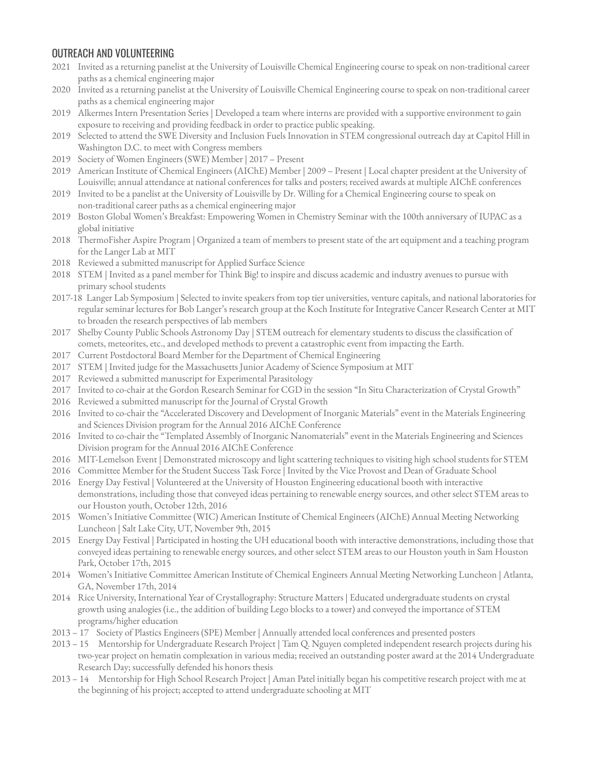## OUTREACH AND VOLUNTEERING

2021 Invited as a returning panelist at the University of Louisville Chemical Engineering course to speak on non-traditional career paths as a chemical engineering major

2020 Invited as a returning panelist at the University of Louisville Chemical Engineering course to speak on non-traditional career paths as a chemical engineering major

2019 Alkermes Intern Presentation Series | Developed a team where interns are provided with a supportive environment to gain exposure to receiving and providing feedback in order to practice public speaking.

2019 Selected to attend the SWE Diversity and Inclusion Fuels Innovation in STEM congressional outreach day at Capitol Hill in Washington D.C. to meet with Congress members

2019 Society of Women Engineers (SWE) Member | 2017 – Present

2019 American Institute of Chemical Engineers (AIChE) Member | 2009 – Present | Local chapter president at the University of Louisville; annual attendance at national conferences for talks and posters; received awards at multiple AIChE conferences

2019 Invited to be a panelist at the University of Louisville by Dr. Willing for a Chemical Engineering course to speak on non-traditional career paths as a chemical engineering major

2019 Boston Global Women's Breakfast: Empowering Women in Chemistry Seminar with the 100th anniversary of IUPAC as a global initiative

2018 ThermoFisher Aspire Program | Organized a team of members to present state of the art equipment and a teaching program for the Langer Lab at MIT

2018 Reviewed a submitted manuscript for Applied Surface Science

2018 STEM | Invited as a panel member for Think Big! to inspire and discuss academic and industry avenues to pursue with primary school students

2017-18 Langer Lab Symposium | Selected to invite speakers from top tier universities, venture capitals, and national laboratories for regular seminar lectures for Bob Langer's research group at the Koch Institute for Integrative Cancer Research Center at MIT to broaden the research perspectives of lab members

2017 Shelby County Public Schools Astronomy Day | STEM outreach for elementary students to discuss the classification of comets, meteorites, etc., and developed methods to prevent a catastrophic event from impacting the Earth.

2017 Current Postdoctoral Board Member for the Department of Chemical Engineering

2017 STEM | Invited judge for the Massachusetts Junior Academy of Science Symposium at MIT

2017 Reviewed a submitted manuscript for Experimental Parasitology

2017 Invited to co-chair at the Gordon Research Seminar for CGD in the session "In Situ Characterization of Crystal Growth"

2016 Reviewed a submitted manuscript for the Journal of Crystal Growth

2016 Invited to co-chair the "Accelerated Discovery and Development of Inorganic Materials" event in the Materials Engineering and Sciences Division program for the Annual 2016 AIChE Conference

2016 Invited to co-chair the "Templated Assembly of Inorganic Nanomaterials" event in the Materials Engineering and Sciences Division program for the Annual 2016 AIChE Conference

2016 MIT-Lemelson Event | Demonstrated microscopy and light scattering techniques to visiting high school students for STEM

2016 Committee Member for the Student Success Task Force | Invited by the Vice Provost and Dean of Graduate School

2016 Energy Day Festival | Volunteered at the University of Houston Engineering educational booth with interactive demonstrations, including those that conveyed ideas pertaining to renewable energy sources, and other select STEM areas to our Houston youth, October 12th, 2016

2015 Women's Initiative Committee (WIC) American Institute of Chemical Engineers (AIChE) Annual Meeting Networking Luncheon | Salt Lake City, UT, November 9th, 2015

2015 Energy Day Festival | Participated in hosting the UH educational booth with interactive demonstrations, including those that conveyed ideas pertaining to renewable energy sources, and other select STEM areas to our Houston youth in Sam Houston Park, October 17th, 2015

2014 Women's Initiative Committee American Institute of Chemical Engineers Annual Meeting Networking Luncheon | Atlanta, GA, November 17th, 2014

2014 Rice University, International Year of Crystallography: Structure Matters | Educated undergraduate students on crystal growth using analogies (i.e., the addition of building Lego blocks to a tower) and conveyed the importance of STEM programs/higher education

2013 – 17 Society of Plastics Engineers (SPE) Member | Annually attended local conferences and presented posters

2013 – 15 Mentorship for Undergraduate Research Project | Tam Q. Nguyen completed independent research projects during his two-year project on hematin complexation in various media; received an outstanding poster award at the 2014 Undergraduate Research Day; successfully defended his honors thesis

2013 – 14 Mentorship for High School Research Project | Aman Patel initially began his competitive research project with me at the beginning of his project; accepted to attend undergraduate schooling at MIT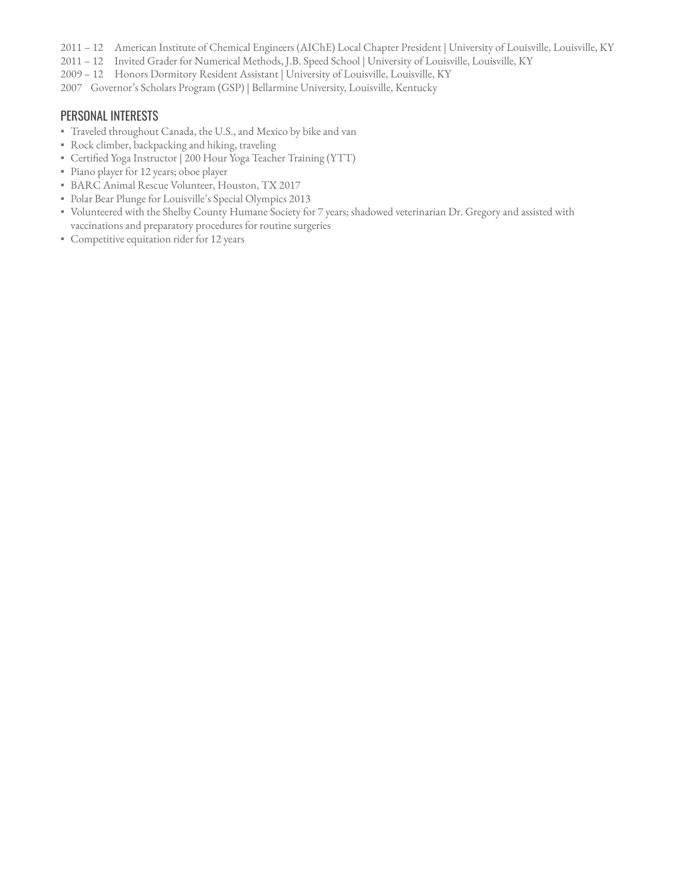2011 – 12 American Institute of Chemical Engineers (AIChE) Local Chapter President | University of Louisville, Louisville, KY
2011 – 12 Invited Grader for Numerical Methods, J.B. Speed School | University of Louisville, Louisville, KY
2009 – 12 Honors Dormitory Resident Assistant | University of Louisville, Louisville, KY
2007 Governor's Scholars Program (GSP) | Bellarmine University, Louisville, Kentucky

## PERSONAL INTERESTS

- Traveled throughout Canada, the U.S., and Mexico by bike and van
- Rock climber, backpacking and hiking, traveling
- Certified Yoga Instructor | 200 Hour Yoga Teacher Training (YTT)
- Piano player for 12 years; oboe player
- BARC Animal Rescue Volunteer, Houston, TX 2017
- Polar Bear Plunge for Louisville's Special Olympics 2013
- Volunteered with the Shelby County Humane Society for 7 years; shadowed veterinarian Dr. Gregory and assisted with vaccinations and preparatory procedures for routine surgeries
- Competitive equitation rider for 12 years